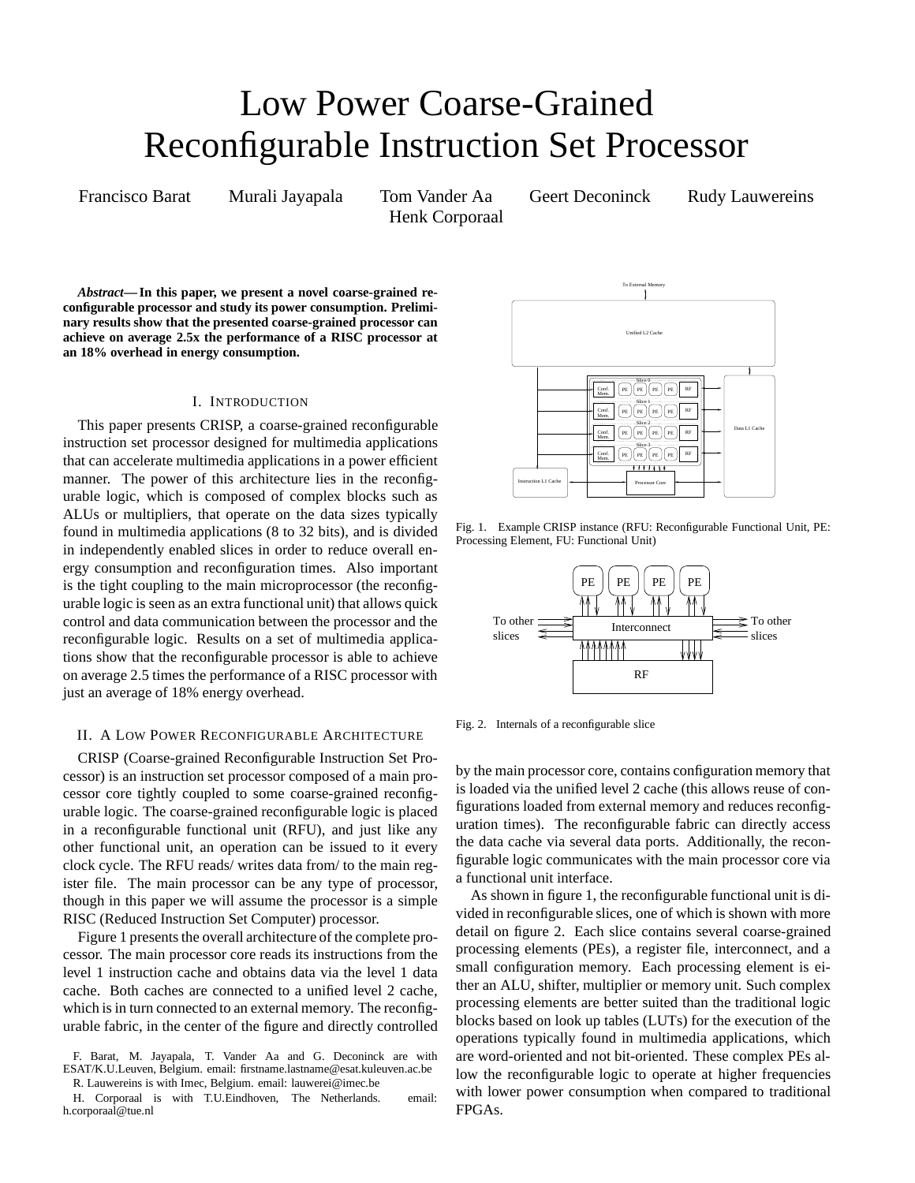# Low Power Coarse-Grained Reconfigurable Instruction Set Processor

Francisco Barat  Murali Jayapala  Tom Vander Aa  Geert Deconinck  Rudy Lauwereins  Henk Corporaal

***Abstract*— In this paper, we present a novel coarse-grained reconfigurable processor and study its power consumption. Preliminary results show that the presented coarse-grained processor can achieve on average 2.5x the performance of a RISC processor at an 18% overhead in energy consumption.**

## I. Introduction

This paper presents CRISP, a coarse-grained reconfigurable instruction set processor designed for multimedia applications that can accelerate multimedia applications in a power efficient manner. The power of this architecture lies in the reconfigurable logic, which is composed of complex blocks such as ALUs or multipliers, that operate on the data sizes typically found in multimedia applications (8 to 32 bits), and is divided in independently enabled slices in order to reduce overall energy consumption and reconfiguration times. Also important is the tight coupling to the main microprocessor (the reconfigurable logic is seen as an extra functional unit) that allows quick control and data communication between the processor and the reconfigurable logic. Results on a set of multimedia applications show that the reconfigurable processor is able to achieve on average 2.5 times the performance of a RISC processor with just an average of 18% energy overhead.

## II. A Low Power Reconfigurable Architecture

CRISP (Coarse-grained Reconfigurable Instruction Set Processor) is an instruction set processor composed of a main processor core tightly coupled to some coarse-grained reconfigurable logic. The coarse-grained reconfigurable logic is placed in a reconfigurable functional unit (RFU), and just like any other functional unit, an operation can be issued to it every clock cycle. The RFU reads/ writes data from/ to the main register file. The main processor can be any type of processor, though in this paper we will assume the processor is a simple RISC (Reduced Instruction Set Computer) processor.

Figure 1 presents the overall architecture of the complete processor. The main processor core reads its instructions from the level 1 instruction cache and obtains data via the level 1 data cache. Both caches are connected to a unified level 2 cache, which is in turn connected to an external memory. The reconfigurable fabric, in the center of the figure and directly controlled by the main processor core, contains configuration memory that is loaded via the unified level 2 cache (this allows reuse of configurations loaded from external memory and reduces reconfiguration times). The reconfigurable fabric can directly access the data cache via several data ports. Additionally, the reconfigurable logic communicates with the main processor core via a functional unit interface.

Fig. 1. Example CRISP instance (RFU: Reconfigurable Functional Unit, PE: Processing Element, FU: Functional Unit)

Fig. 2. Internals of a reconfigurable slice

As shown in figure 1, the reconfigurable functional unit is divided in reconfigurable slices, one of which is shown with more detail on figure 2. Each slice contains several coarse-grained processing elements (PEs), a register file, interconnect, and a small configuration memory. Each processing element is either an ALU, shifter, multiplier or memory unit. Such complex processing elements are better suited than the traditional logic blocks based on look up tables (LUTs) for the execution of the operations typically found in multimedia applications, which are word-oriented and not bit-oriented. These complex PEs allow the reconfigurable logic to operate at higher frequencies with lower power consumption when compared to traditional FPGAs.

F. Barat, M. Jayapala, T. Vander Aa and G. Deconinck are with ESAT/K.U.Leuven, Belgium. email: firstname.lastname@esat.kuleuven.ac.be

R. Lauwereins is with Imec, Belgium. email: lauwerei@imec.be

H. Corporaal is with T.U.Eindhoven, The Netherlands. email: h.corporaal@tue.nl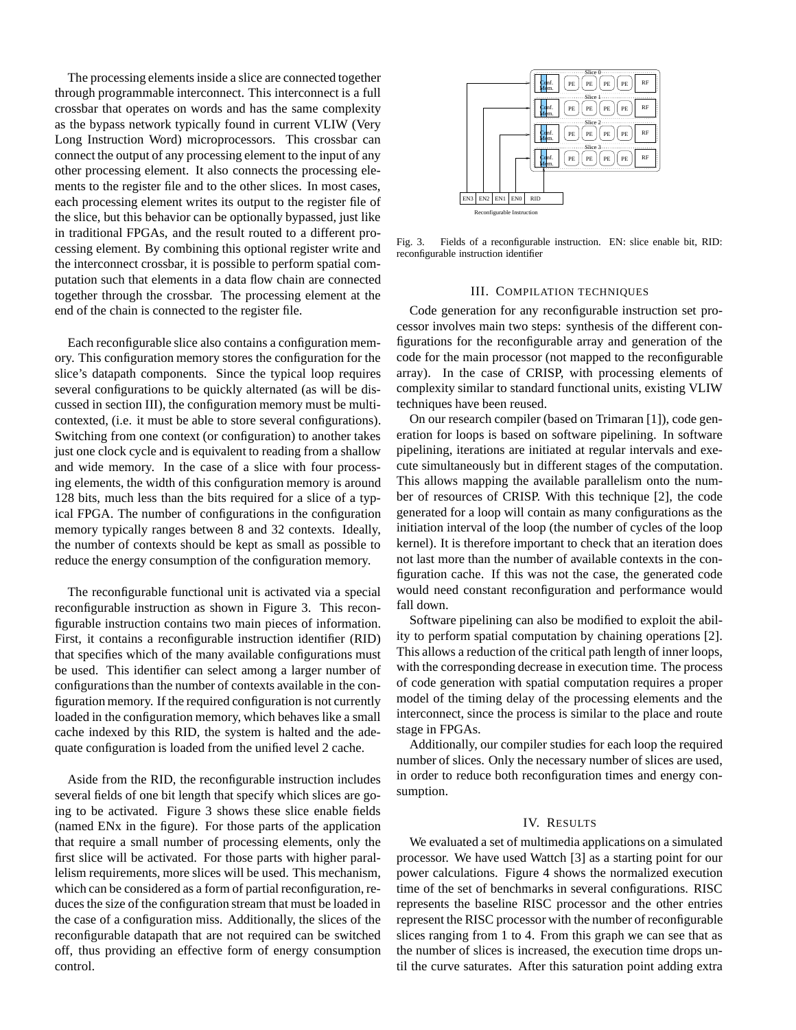The processing elements inside a slice are connected together through programmable interconnect. This interconnect is a full crossbar that operates on words and has the same complexity as the bypass network typically found in current VLIW (Very Long Instruction Word) microprocessors. This crossbar can connect the output of any processing element to the input of any other processing element. It also connects the processing elements to the register file and to the other slices. In most cases, each processing element writes its output to the register file of the slice, but this behavior can be optionally bypassed, just like in traditional FPGAs, and the result routed to a different processing element. By combining this optional register write and the interconnect crossbar, it is possible to perform spatial computation such that elements in a data flow chain are connected together through the crossbar. The processing element at the end of the chain is connected to the register file.

Each reconfigurable slice also contains a configuration memory. This configuration memory stores the configuration for the slice's datapath components. Since the typical loop requires several configurations to be quickly alternated (as will be discussed in section III), the configuration memory must be multicontexted, (i.e. it must be able to store several configurations). Switching from one context (or configuration) to another takes just one clock cycle and is equivalent to reading from a shallow and wide memory. In the case of a slice with four processing elements, the width of this configuration memory is around 128 bits, much less than the bits required for a slice of a typical FPGA. The number of configurations in the configuration memory typically ranges between 8 and 32 contexts. Ideally, the number of contexts should be kept as small as possible to reduce the energy consumption of the configuration memory.

The reconfigurable functional unit is activated via a special reconfigurable instruction as shown in Figure 3. This reconfigurable instruction contains two main pieces of information. First, it contains a reconfigurable instruction identifier (RID) that specifies which of the many available configurations must be used. This identifier can select among a larger number of configurations than the number of contexts available in the configuration memory. If the required configuration is not currently loaded in the configuration memory, which behaves like a small cache indexed by this RID, the system is halted and the adequate configuration is loaded from the unified level 2 cache.

Aside from the RID, the reconfigurable instruction includes several fields of one bit length that specify which slices are going to be activated. Figure 3 shows these slice enable fields (named ENx in the figure). For those parts of the application that require a small number of processing elements, only the first slice will be activated. For those parts with higher parallelism requirements, more slices will be used. This mechanism, which can be considered as a form of partial reconfiguration, reduces the size of the configuration stream that must be loaded in the case of a configuration miss. Additionally, the slices of the reconfigurable datapath that are not required can be switched off, thus providing an effective form of energy consumption control.

Fig. 3. Fields of a reconfigurable instruction. EN: slice enable bit, RID: reconfigurable instruction identifier

## III. Compilation techniques

Code generation for any reconfigurable instruction set processor involves main two steps: synthesis of the different configurations for the reconfigurable array and generation of the code for the main processor (not mapped to the reconfigurable array). In the case of CRISP, with processing elements of complexity similar to standard functional units, existing VLIW techniques have been reused.

On our research compiler (based on Trimaran [1]), code generation for loops is based on software pipelining. In software pipelining, iterations are initiated at regular intervals and execute simultaneously but in different stages of the computation. This allows mapping the available parallelism onto the number of resources of CRISP. With this technique [2], the code generated for a loop will contain as many configurations as the initiation interval of the loop (the number of cycles of the loop kernel). It is therefore important to check that an iteration does not last more than the number of available contexts in the configuration cache. If this was not the case, the generated code would need constant reconfiguration and performance would fall down.

Software pipelining can also be modified to exploit the ability to perform spatial computation by chaining operations [2]. This allows a reduction of the critical path length of inner loops, with the corresponding decrease in execution time. The process of code generation with spatial computation requires a proper model of the timing delay of the processing elements and the interconnect, since the process is similar to the place and route stage in FPGAs.

Additionally, our compiler studies for each loop the required number of slices. Only the necessary number of slices are used, in order to reduce both reconfiguration times and energy consumption.

## IV. Results

We evaluated a set of multimedia applications on a simulated processor. We have used Wattch [3] as a starting point for our power calculations. Figure 4 shows the normalized execution time of the set of benchmarks in several configurations. RISC represents the baseline RISC processor and the other entries represent the RISC processor with the number of reconfigurable slices ranging from 1 to 4. From this graph we can see that as the number of slices is increased, the execution time drops until the curve saturates. After this saturation point adding extra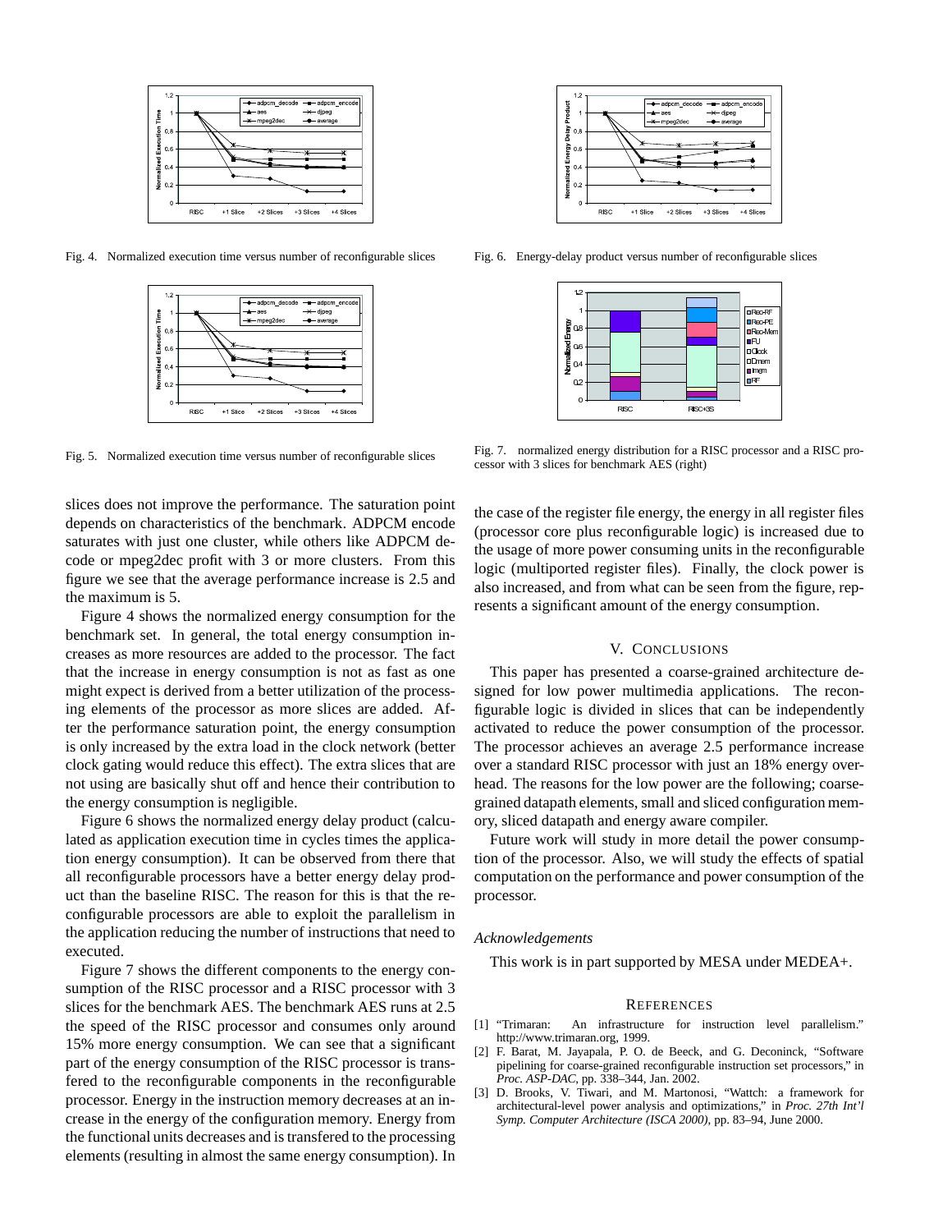1.2
1
0.8
0.6
0.4
0.2
0
Normalized Execution Time
RISC +1 Slice +2 Slices +3 Slices +4 Slices
adpcm_decode adpcm_encode aes djpeg mpeg2dec average

Fig. 4. Normalized execution time versus number of reconfigurable slices

1.2
1
0.8
0.6
0.4
0.2
0
Normalized Execution Time
RISC +1 Slice +2 Slices +3 Slices +4 Slices
adpcm_decode adpcm_encode aes djpeg mpeg2dec average

Fig. 5. Normalized execution time versus number of reconfigurable slices

slices does not improve the performance. The saturation point depends on characteristics of the benchmark. ADPCM encode saturates with just one cluster, while others like ADPCM decode or mpeg2dec profit with 3 or more clusters. From this figure we see that the average performance increase is 2.5 and the maximum is 5.

Figure 4 shows the normalized energy consumption for the benchmark set. In general, the total energy consumption increases as more resources are added to the processor. The fact that the increase in energy consumption is not as fast as one might expect is derived from a better utilization of the processing elements of the processor as more slices are added. After the performance saturation point, the energy consumption is only increased by the extra load in the clock network (better clock gating would reduce this effect). The extra slices that are not using are basically shut off and hence their contribution to the energy consumption is negligible.

Figure 6 shows the normalized energy delay product (calculated as application execution time in cycles times the application energy consumption). It can be observed from there that all reconfigurable processors have a better energy delay product than the baseline RISC. The reason for this is that the reconfigurable processors are able to exploit the parallelism in the application reducing the number of instructions that need to executed.

Figure 7 shows the different components to the energy consumption of the RISC processor and a RISC processor with 3 slices for the benchmark AES. The benchmark AES runs at 2.5 the speed of the RISC processor and consumes only around 15% more energy consumption. We can see that a significant part of the energy consumption of the RISC processor is transfered to the reconfigurable components in the reconfigurable processor. Energy in the instruction memory decreases at an increase in the energy of the configuration memory. Energy from the functional units decreases and is transfered to the processing elements (resulting in almost the same energy consumption). In

1.2
1
0.8
0.6
0.4
0.2
0
Normalized Energy Delay Product
RISC +1 Slice +2 Slices +3 Slices +4 Slices
adpcm_decode adpcm_encode aes djpeg mpeg2dec average

Fig. 6. Energy-delay product versus number of reconfigurable slices

1.2
1
0.8
0.6
0.4
0.2
0
Normalized Energy
RISC RISC+3S
Reco-RF
Reco-PE
Reco-Mem
FU
Clock
Dmem
Imem
RF

Fig. 7. normalized energy distribution for a RISC processor and a RISC processor with 3 slices for benchmark AES (right)

the case of the register file energy, the energy in all register files (processor core plus reconfigurable logic) is increased due to the usage of more power consuming units in the reconfigurable logic (multiported register files). Finally, the clock power is also increased, and from what can be seen from the figure, represents a significant amount of the energy consumption.

## V. Conclusions

This paper has presented a coarse-grained architecture designed for low power multimedia applications. The reconfigurable logic is divided in slices that can be independently activated to reduce the power consumption of the processor. The processor achieves an average 2.5 performance increase over a standard RISC processor with just an 18% energy overhead. The reasons for the low power are the following; coarse-grained datapath elements, small and sliced configuration memory, sliced datapath and energy aware compiler.

Future work will study in more detail the power consumption of the processor. Also, we will study the effects of spatial computation on the performance and power consumption of the processor.

### *Acknowledgements*

This work is in part supported by MESA under MEDEA+.

## References

[1] "Trimaran: An infrastructure for instruction level parallelism." http://www.trimaran.org, 1999.

[2] F. Barat, M. Jayapala, P. O. de Beeck, and G. Deconinck, "Software pipelining for coarse-grained reconfigurable instruction set processors," in *Proc. ASP-DAC*, pp. 338–344, Jan. 2002.

[3] D. Brooks, V. Tiwari, and M. Martonosi, "Wattch: a framework for architectural-level power analysis and optimizations," in *Proc. 27th Int'l Symp. Computer Architecture (ISCA 2000)*, pp. 83–94, June 2000.